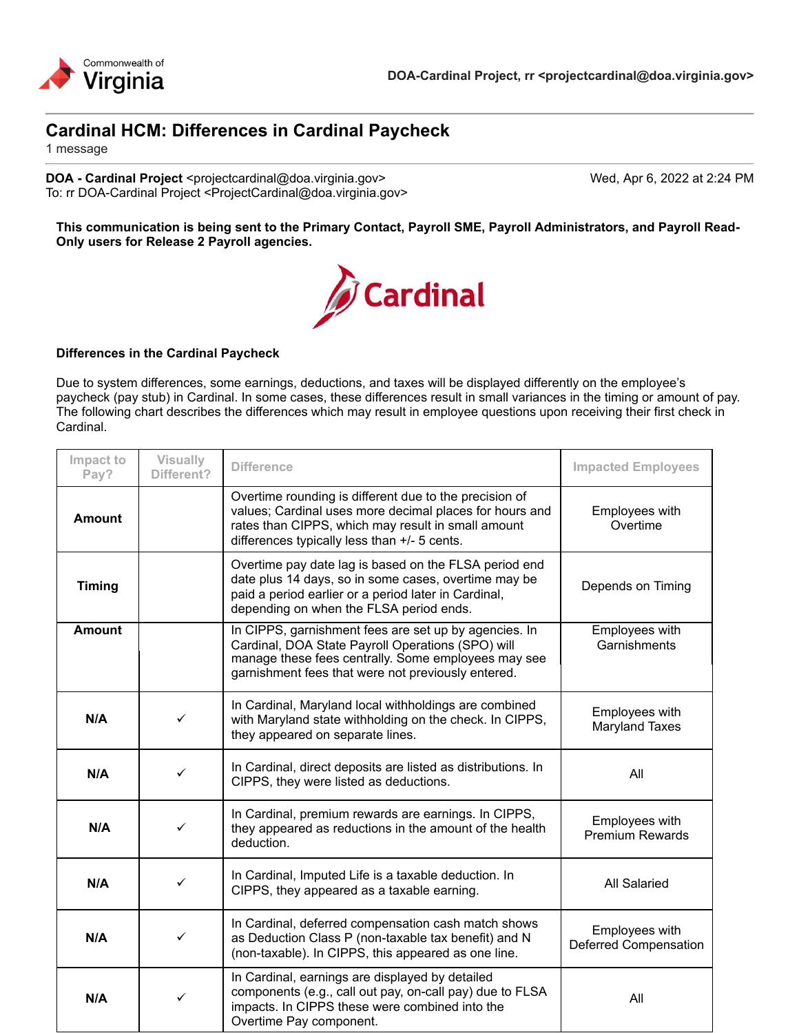Commonwealth of Virginia

DOA-Cardinal Project, rr <projectcardinal@doa.virginia.gov>

# Cardinal HCM: Differences in Cardinal Paycheck

1 message

**DOA - Cardinal Project** <projectcardinal@doa.virginia.gov> — Wed, Apr 6, 2022 at 2:24 PM
To: rr DOA-Cardinal Project <ProjectCardinal@doa.virginia.gov>

**This communication is being sent to the Primary Contact, Payroll SME, Payroll Administrators, and Payroll Read-Only users for Release 2 Payroll agencies.**

Cardinal

**Differences in the Cardinal Paycheck**

Due to system differences, some earnings, deductions, and taxes will be displayed differently on the employee's paycheck (pay stub) in Cardinal. In some cases, these differences result in small variances in the timing or amount of pay. The following chart describes the differences which may result in employee questions upon receiving their first check in Cardinal.

| Impact to Pay? | Visually Different? | Difference | Impacted Employees |
|---|---|---|---|
| **Amount** | | Overtime rounding is different due to the precision of values; Cardinal uses more decimal places for hours and rates than CIPPS, which may result in small amount differences typically less than +/- 5 cents. | Employees with Overtime |
| **Timing** | | Overtime pay date lag is based on the FLSA period end date plus 14 days, so in some cases, overtime may be paid a period earlier or a period later in Cardinal, depending on when the FLSA period ends. | Depends on Timing |
| **Amount** | | In CIPPS, garnishment fees are set up by agencies. In Cardinal, DOA State Payroll Operations (SPO) will manage these fees centrally. Some employees may see garnishment fees that were not previously entered. | Employees with Garnishments |
| **N/A** | ✓ | In Cardinal, Maryland local withholdings are combined with Maryland state withholding on the check. In CIPPS, they appeared on separate lines. | Employees with Maryland Taxes |
| **N/A** | ✓ | In Cardinal, direct deposits are listed as distributions. In CIPPS, they were listed as deductions. | All |
| **N/A** | ✓ | In Cardinal, premium rewards are earnings. In CIPPS, they appeared as reductions in the amount of the health deduction. | Employees with Premium Rewards |
| **N/A** | ✓ | In Cardinal, Imputed Life is a taxable deduction. In CIPPS, they appeared as a taxable earning. | All Salaried |
| **N/A** | ✓ | In Cardinal, deferred compensation cash match shows as Deduction Class P (non-taxable tax benefit) and N (non-taxable). In CIPPS, this appeared as one line. | Employees with Deferred Compensation |
| **N/A** | ✓ | In Cardinal, earnings are displayed by detailed components (e.g., call out pay, on-call pay) due to FLSA impacts. In CIPPS these were combined into the Overtime Pay component. | All |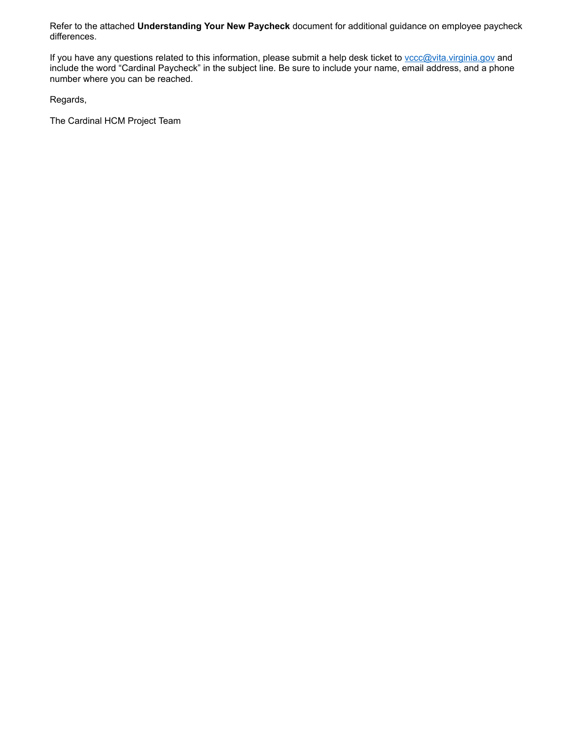Refer to the attached **Understanding Your New Paycheck** document for additional guidance on employee paycheck differences.

If you have any questions related to this information, please submit a help desk ticket to [vccc@vita.virginia.gov](mailto:vccc@vita.virginia.gov) and include the word “Cardinal Paycheck” in the subject line. Be sure to include your name, email address, and a phone number where you can be reached.

Regards,

The Cardinal HCM Project Team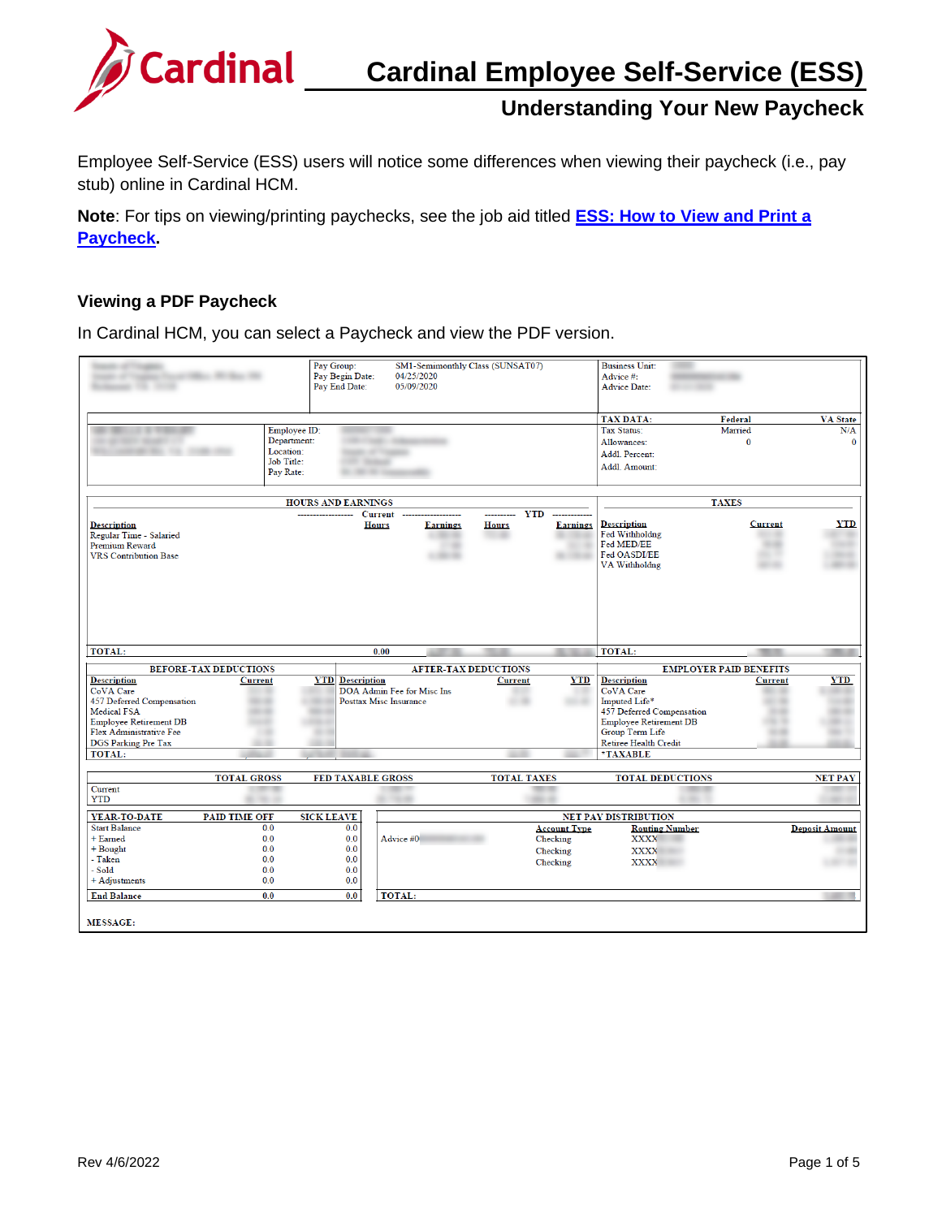# Cardinal Employee Self-Service (ESS)

## Understanding Your New Paycheck

Employee Self-Service (ESS) users will notice some differences when viewing their paycheck (i.e., pay stub) online in Cardinal HCM.

**Note**: For tips on viewing/printing paychecks, see the job aid titled **ESS: How to View and Print a Paycheck**.

### Viewing a PDF Paycheck

In Cardinal HCM, you can select a Paycheck and view the PDF version.

Pay Group: SM1-Semimonthly Class (SUNSAT07)
Pay Begin Date: 04/25/2020
Pay End Date: 05/09/2020

Business Unit:
Advice #:
Advice Date:

Employee ID:
Department:
Location:
Job Title:
Pay Rate:

| TAX DATA: | Federal | VA State |
|---|---|---|
| Tax Status: | Married | N/A |
| Allowances: | 0 | 0 |
| Addl. Percent: | | |
| Addl. Amount: | | |

**HOURS AND EARNINGS**

| Description | Current Hours | Current Earnings | YTD Hours | YTD Earnings |
|---|---|---|---|---|
| Regular Time - Salaried | | | | |
| Premium Reward | | | | |
| VRS Contribution Base | | | | |
| TOTAL: | 0.00 | | | |

**TAXES**

| Description | Current | YTD |
|---|---|---|
| Fed Withholdng | | |
| Fed MED/EE | | |
| Fed OASDI/EE | | |
| VA Withholdng | | |
| TOTAL: | | |

**BEFORE-TAX DEDUCTIONS**

| Description | Current | YTD |
|---|---|---|
| CoVA Care | | |
| 457 Deferred Compensation | | |
| Medical FSA | | |
| Employee Retirement DB | | |
| Flex Administrative Fee | | |
| DGS Parking Pre Tax | | |
| TOTAL: | | |

**AFTER-TAX DEDUCTIONS**

| Description | Current | YTD |
|---|---|---|
| DOA Admin Fee for Misc Ins | | |
| Posttax Misc Insurance | | |

**EMPLOYER PAID BENEFITS**

| Description | Current | YTD |
|---|---|---|
| CoVA Care | | |
| Imputed Life* | | |
| 457 Deferred Compensation | | |
| Employee Retirement DB | | |
| Group Term Life | | |
| Retiree Health Credit | | |

*TAXABLE

| | TOTAL GROSS | FED TAXABLE GROSS | TOTAL TAXES | TOTAL DEDUCTIONS | NET PAY |
|---|---|---|---|---|---|
| Current | | | | | |
| YTD | | | | | |

| YEAR-TO-DATE | PAID TIME OFF | SICK LEAVE |
|---|---|---|
| Start Balance | 0.0 | 0.0 |
| + Earned | 0.0 | 0.0 |
| + Bought | 0.0 | 0.0 |
| - Taken | 0.0 | 0.0 |
| - Sold | 0.0 | 0.0 |
| + Adjustments | 0.0 | 0.0 |
| End Balance | 0.0 | 0.0 |

**NET PAY DISTRIBUTION**

| | Account Type | Routing Number | Deposit Amount |
|---|---|---|---|
| Advice #0 | Checking | XXXX | |
| | Checking | XXXX | |
| | Checking | XXXX | |
| TOTAL: | | | |

MESSAGE: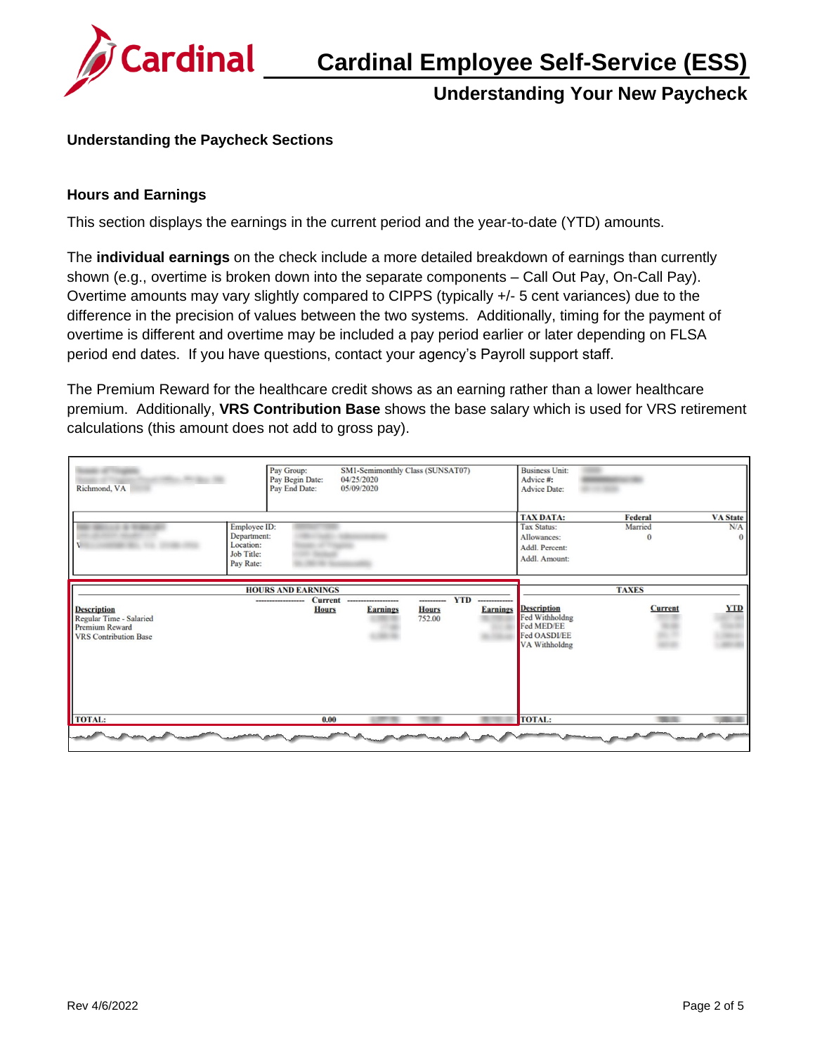## Understanding the Paycheck Sections

### Hours and Earnings

This section displays the earnings in the current period and the year-to-date (YTD) amounts.

The **individual earnings** on the check include a more detailed breakdown of earnings than currently shown (e.g., overtime is broken down into the separate components – Call Out Pay, On-Call Pay). Overtime amounts may vary slightly compared to CIPPS (typically +/- 5 cent variances) due to the difference in the precision of values between the two systems. Additionally, timing for the payment of overtime is different and overtime may be included a pay period earlier or later depending on FLSA period end dates. If you have questions, contact your agency's Payroll support staff.

The Premium Reward for the healthcare credit shows as an earning rather than a lower healthcare premium. Additionally, **VRS Contribution Base** shows the base salary which is used for VRS retirement calculations (this amount does not add to gross pay).

Richmond, VA

| Pay Group: | SM1-Semimonthly Class (SUNSAT07) |
|---|---|
| Pay Begin Date: | 04/25/2020 |
| Pay End Date: | 05/09/2020 |

Business Unit:
Advice #:
Advice Date:

Employee ID:
Department:
Location:
Job Title:
Pay Rate:

| TAX DATA: | Federal | VA State |
|---|---|---|
| Tax Status: | Married | N/A |
| Allowances: | 0 | 0 |
| Addl. Percent: | | |
| Addl. Amount: | | |

**HOURS AND EARNINGS**

| Description | Current Hours | Current Earnings | YTD Hours | YTD Earnings |
|---|---|---|---|---|
| Regular Time - Salaried | | | 752.00 | |
| Premium Reward | | | | |
| VRS Contribution Base | | | | |
| TOTAL: | 0.00 | | | |

**TAXES**

| Description | Current | YTD |
|---|---|---|
| Fed Withholdng | | |
| Fed MED/EE | | |
| Fed OASDI/EE | | |
| VA Withholdng | | |
| TOTAL: | | |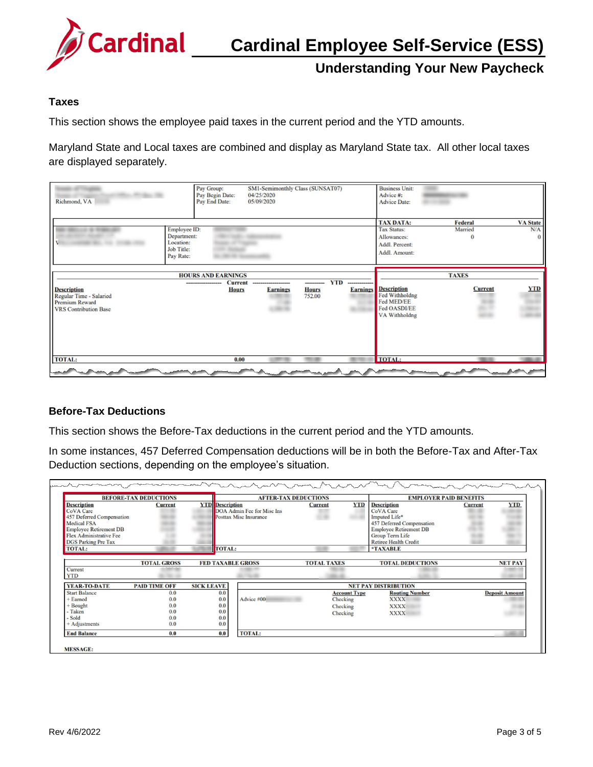### Taxes

This section shows the employee paid taxes in the current period and the YTD amounts.

Maryland State and Local taxes are combined and display as Maryland State tax. All other local taxes are displayed separately.

### Before-Tax Deductions

This section shows the Before-Tax deductions in the current period and the YTD amounts.

In some instances, 457 Deferred Compensation deductions will be in both the Before-Tax and After-Tax Deduction sections, depending on the employee's situation.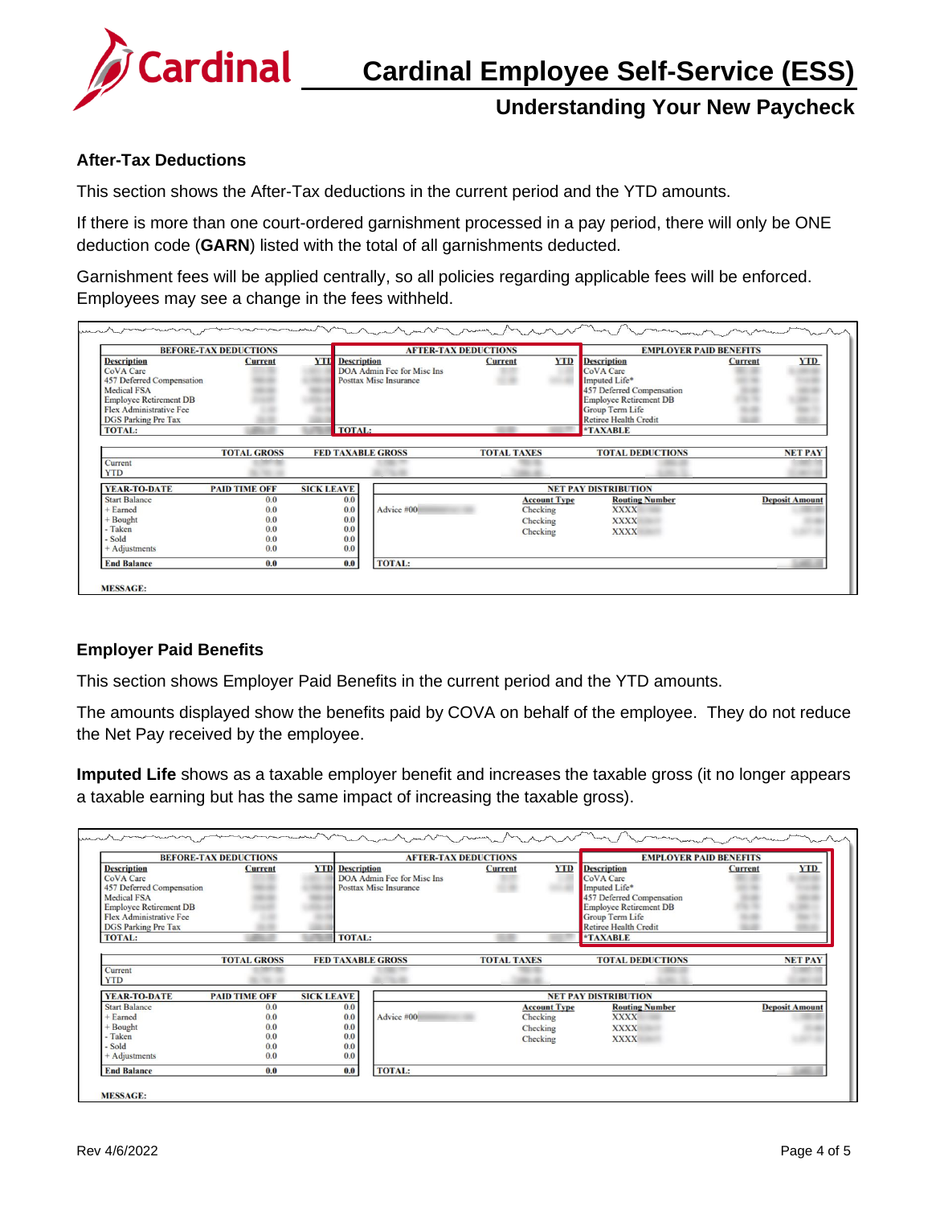## After-Tax Deductions

This section shows the After-Tax deductions in the current period and the YTD amounts.

If there is more than one court-ordered garnishment processed in a pay period, there will only be ONE deduction code (**GARN**) listed with the total of all garnishments deducted.

Garnishment fees will be applied centrally, so all policies regarding applicable fees will be enforced. Employees may see a change in the fees withheld.

| BEFORE-TAX DEDUCTIONS | | | AFTER-TAX DEDUCTIONS | | | EMPLOYER PAID BENEFITS | | |
|---|---|---|---|---|---|---|---|---|
| Description | Current | YTD | Description | Current | YTD | Description | Current | YTD |
| CoVA Care | | | DOA Admin Fee for Misc Ins | | | CoVA Care | | |
| 457 Deferred Compensation | | | Posttax Misc Insurance | | | Imputed Life* | | |
| Medical FSA | | | | | | 457 Deferred Compensation | | |
| Employee Retirement DB | | | | | | Employee Retirement DB | | |
| Flex Administrative Fee | | | | | | Group Term Life | | |
| DGS Parking Pre Tax | | | | | | Retiree Health Credit | | |
| TOTAL: | | | TOTAL: | | | *TAXABLE | | |

| | TOTAL GROSS | FED TAXABLE GROSS | TOTAL TAXES | TOTAL DEDUCTIONS | NET PAY |
|---|---|---|---|---|---|
| Current | | | | | |
| YTD | | | | | |

| YEAR-TO-DATE | PAID TIME OFF | SICK LEAVE |
|---|---|---|
| Start Balance | 0.0 | 0.0 |
| + Earned | 0.0 | 0.0 |
| + Bought | 0.0 | 0.0 |
| - Taken | 0.0 | 0.0 |
| - Sold | 0.0 | 0.0 |
| + Adjustments | 0.0 | 0.0 |
| End Balance | 0.0 | 0.0 |

| NET PAY DISTRIBUTION | | | |
|---|---|---|---|
| | Account Type | Routing Number | Deposit Amount |
| Advice #00 | Checking | XXXX | |
| | Checking | XXXX | |
| | Checking | XXXX | |
| TOTAL: | | | |

MESSAGE:

## Employer Paid Benefits

This section shows Employer Paid Benefits in the current period and the YTD amounts.

The amounts displayed show the benefits paid by COVA on behalf of the employee. They do not reduce the Net Pay received by the employee.

**Imputed Life** shows as a taxable employer benefit and increases the taxable gross (it no longer appears a taxable earning but has the same impact of increasing the taxable gross).

| BEFORE-TAX DEDUCTIONS | | | AFTER-TAX DEDUCTIONS | | | EMPLOYER PAID BENEFITS | | |
|---|---|---|---|---|---|---|---|---|
| Description | Current | YTD | Description | Current | YTD | Description | Current | YTD |
| CoVA Care | | | DOA Admin Fee for Misc Ins | | | CoVA Care | | |
| 457 Deferred Compensation | | | Posttax Misc Insurance | | | Imputed Life* | | |
| Medical FSA | | | | | | 457 Deferred Compensation | | |
| Employee Retirement DB | | | | | | Employee Retirement DB | | |
| Flex Administrative Fee | | | | | | Group Term Life | | |
| DGS Parking Pre Tax | | | | | | Retiree Health Credit | | |
| TOTAL: | | | TOTAL: | | | *TAXABLE | | |

| | TOTAL GROSS | FED TAXABLE GROSS | TOTAL TAXES | TOTAL DEDUCTIONS | NET PAY |
|---|---|---|---|---|---|
| Current | | | | | |
| YTD | | | | | |

| YEAR-TO-DATE | PAID TIME OFF | SICK LEAVE |
|---|---|---|
| Start Balance | 0.0 | 0.0 |
| + Earned | 0.0 | 0.0 |
| + Bought | 0.0 | 0.0 |
| - Taken | 0.0 | 0.0 |
| - Sold | 0.0 | 0.0 |
| + Adjustments | 0.0 | 0.0 |
| End Balance | 0.0 | 0.0 |

| NET PAY DISTRIBUTION | | | |
|---|---|---|---|
| | Account Type | Routing Number | Deposit Amount |
| Advice #00 | Checking | XXXX | |
| | Checking | XXXX | |
| | Checking | XXXX | |
| TOTAL: | | | |

MESSAGE: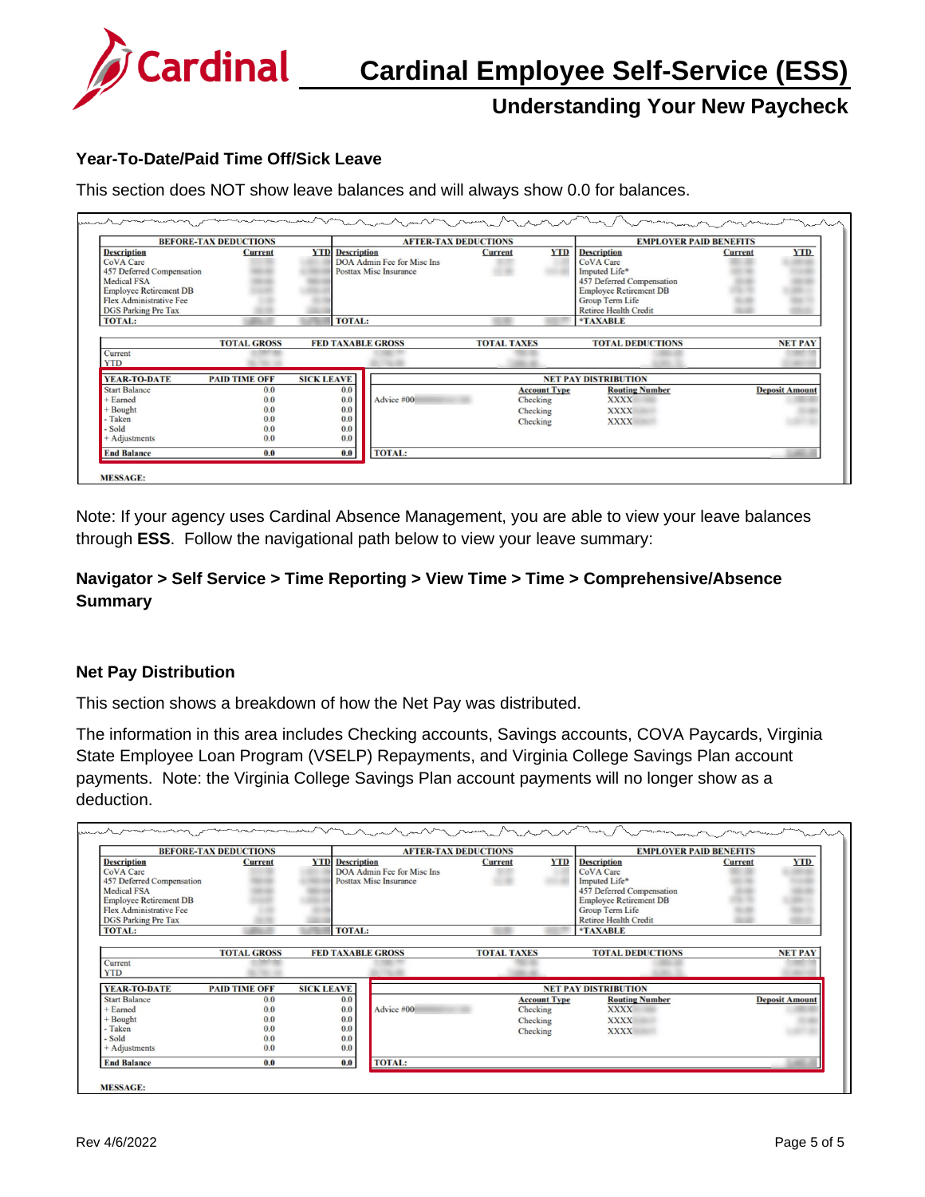### Year-To-Date/Paid Time Off/Sick Leave

This section does NOT show leave balances and will always show 0.0 for balances.

| BEFORE-TAX DEDUCTIONS | | | AFTER-TAX DEDUCTIONS | | | EMPLOYER PAID BENEFITS | | |
|---|---|---|---|---|---|---|---|---|
| Description | Current | YTD | Description | Current | YTD | Description | Current | YTD |
| CoVA Care | | | DOA Admin Fee for Misc Ins | | | CoVA Care | | |
| 457 Deferred Compensation | | | Posttax Misc Insurance | | | Imputed Life* | | |
| Medical FSA | | | | | | 457 Deferred Compensation | | |
| Employee Retirement DB | | | | | | Employee Retirement DB | | |
| Flex Administrative Fee | | | | | | Group Term Life | | |
| DGS Parking Pre Tax | | | | | | Retiree Health Credit | | |
| TOTAL: | | | TOTAL: | | | *TAXABLE | | |

| | TOTAL GROSS | FED TAXABLE GROSS | TOTAL TAXES | TOTAL DEDUCTIONS | NET PAY |
|---|---|---|---|---|---|
| Current | | | | | |
| YTD | | | | | |

| YEAR-TO-DATE | PAID TIME OFF | SICK LEAVE |
|---|---|---|
| Start Balance | 0.0 | 0.0 |
| + Earned | 0.0 | 0.0 |
| + Bought | 0.0 | 0.0 |
| - Taken | 0.0 | 0.0 |
| - Sold | 0.0 | 0.0 |
| + Adjustments | 0.0 | 0.0 |
| End Balance | 0.0 | 0.0 |

| NET PAY DISTRIBUTION | | | |
|---|---|---|---|
| | Account Type | Routing Number | Deposit Amount |
| Advice #00 | Checking | XXXX | |
| | Checking | XXXX | |
| | Checking | XXXX | |
| TOTAL: | | | |

MESSAGE:

Note: If your agency uses Cardinal Absence Management, you are able to view your leave balances through **ESS**. Follow the navigational path below to view your leave summary:

**Navigator > Self Service > Time Reporting > View Time > Time > Comprehensive/Absence Summary**

### Net Pay Distribution

This section shows a breakdown of how the Net Pay was distributed.

The information in this area includes Checking accounts, Savings accounts, COVA Paycards, Virginia State Employee Loan Program (VSELP) Repayments, and Virginia College Savings Plan account payments. Note: the Virginia College Savings Plan account payments will no longer show as a deduction.

| BEFORE-TAX DEDUCTIONS | | | AFTER-TAX DEDUCTIONS | | | EMPLOYER PAID BENEFITS | | |
|---|---|---|---|---|---|---|---|---|
| Description | Current | YTD | Description | Current | YTD | Description | Current | YTD |
| CoVA Care | | | DOA Admin Fee for Misc Ins | | | CoVA Care | | |
| 457 Deferred Compensation | | | Posttax Misc Insurance | | | Imputed Life* | | |
| Medical FSA | | | | | | 457 Deferred Compensation | | |
| Employee Retirement DB | | | | | | Employee Retirement DB | | |
| Flex Administrative Fee | | | | | | Group Term Life | | |
| DGS Parking Pre Tax | | | | | | Retiree Health Credit | | |
| TOTAL: | | | TOTAL: | | | *TAXABLE | | |

| | TOTAL GROSS | FED TAXABLE GROSS | TOTAL TAXES | TOTAL DEDUCTIONS | NET PAY |
|---|---|---|---|---|---|
| Current | | | | | |
| YTD | | | | | |

| YEAR-TO-DATE | PAID TIME OFF | SICK LEAVE |
|---|---|---|
| Start Balance | 0.0 | 0.0 |
| + Earned | 0.0 | 0.0 |
| + Bought | 0.0 | 0.0 |
| - Taken | 0.0 | 0.0 |
| - Sold | 0.0 | 0.0 |
| + Adjustments | 0.0 | 0.0 |
| End Balance | 0.0 | 0.0 |

| NET PAY DISTRIBUTION | | | |
|---|---|---|---|
| | Account Type | Routing Number | Deposit Amount |
| Advice #00 | Checking | XXXX | |
| | Checking | XXXX | |
| | Checking | XXXX | |
| TOTAL: | | | |

MESSAGE:

Rev 4/6/2022